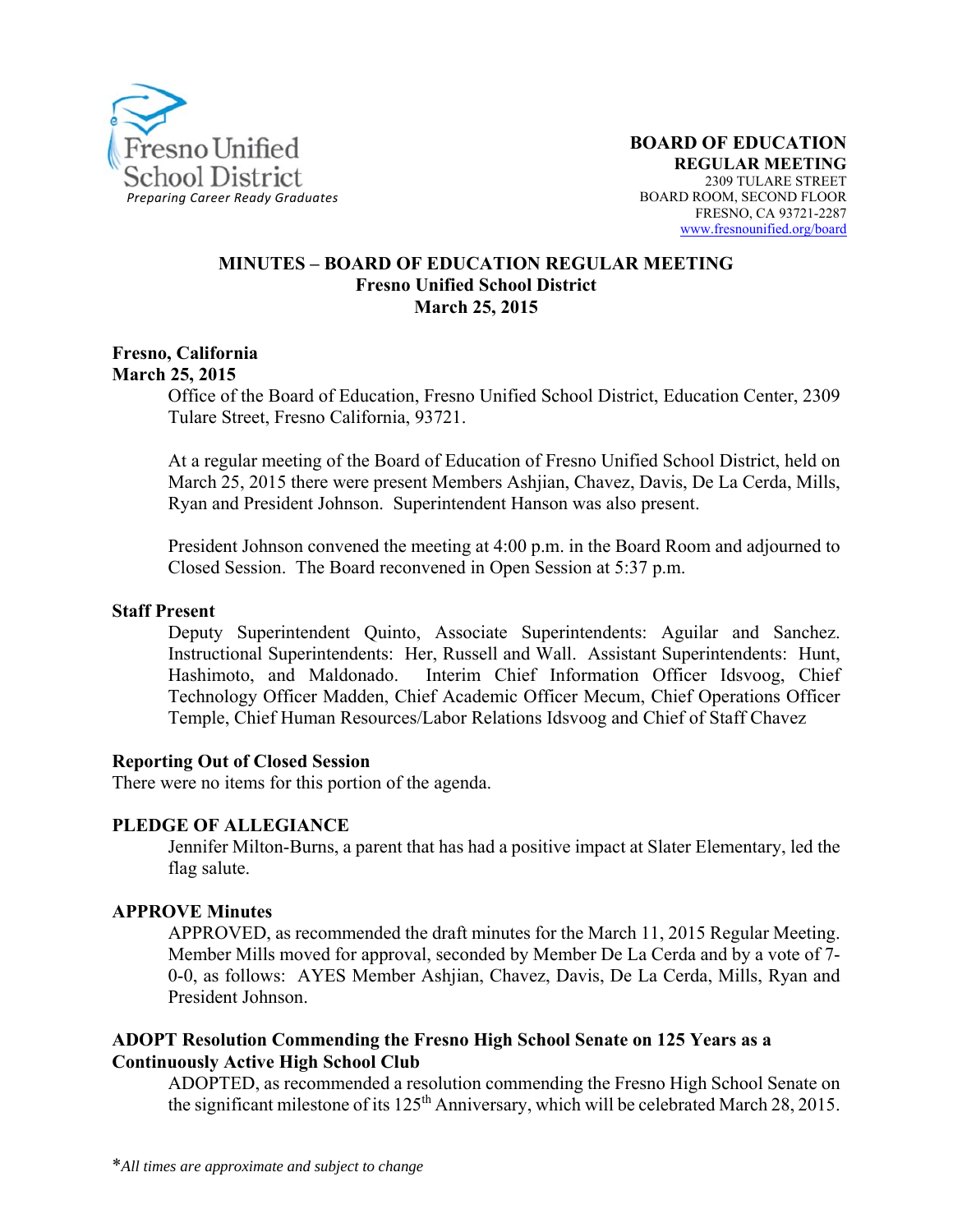Fresno Unified School District
*Preparing Career Ready Graduates*

**BOARD OF EDUCATION**
**REGULAR MEETING**
2309 TULARE STREET
BOARD ROOM, SECOND FLOOR
FRESNO, CA 93721-2287
www.fresnounified.org/board

# MINUTES – BOARD OF EDUCATION REGULAR MEETING
## Fresno Unified School District
## March 25, 2015

**Fresno, California**
**March 25, 2015**

Office of the Board of Education, Fresno Unified School District, Education Center, 2309 Tulare Street, Fresno California, 93721.

At a regular meeting of the Board of Education of Fresno Unified School District, held on March 25, 2015 there were present Members Ashjian, Chavez, Davis, De La Cerda, Mills, Ryan and President Johnson. Superintendent Hanson was also present.

President Johnson convened the meeting at 4:00 p.m. in the Board Room and adjourned to Closed Session. The Board reconvened in Open Session at 5:37 p.m.

**Staff Present**

Deputy Superintendent Quinto, Associate Superintendents: Aguilar and Sanchez. Instructional Superintendents: Her, Russell and Wall. Assistant Superintendents: Hunt, Hashimoto, and Maldonado. Interim Chief Information Officer Idsvoog, Chief Technology Officer Madden, Chief Academic Officer Mecum, Chief Operations Officer Temple, Chief Human Resources/Labor Relations Idsvoog and Chief of Staff Chavez

**Reporting Out of Closed Session**

There were no items for this portion of the agenda.

**PLEDGE OF ALLEGIANCE**

Jennifer Milton-Burns, a parent that has had a positive impact at Slater Elementary, led the flag salute.

**APPROVE Minutes**

APPROVED, as recommended the draft minutes for the March 11, 2015 Regular Meeting. Member Mills moved for approval, seconded by Member De La Cerda and by a vote of 7-0-0, as follows: AYES Member Ashjian, Chavez, Davis, De La Cerda, Mills, Ryan and President Johnson.

**ADOPT Resolution Commending the Fresno High School Senate on 125 Years as a Continuously Active High School Club**

ADOPTED, as recommended a resolution commending the Fresno High School Senate on the significant milestone of its 125th Anniversary, which will be celebrated March 28, 2015.

*\*All times are approximate and subject to change*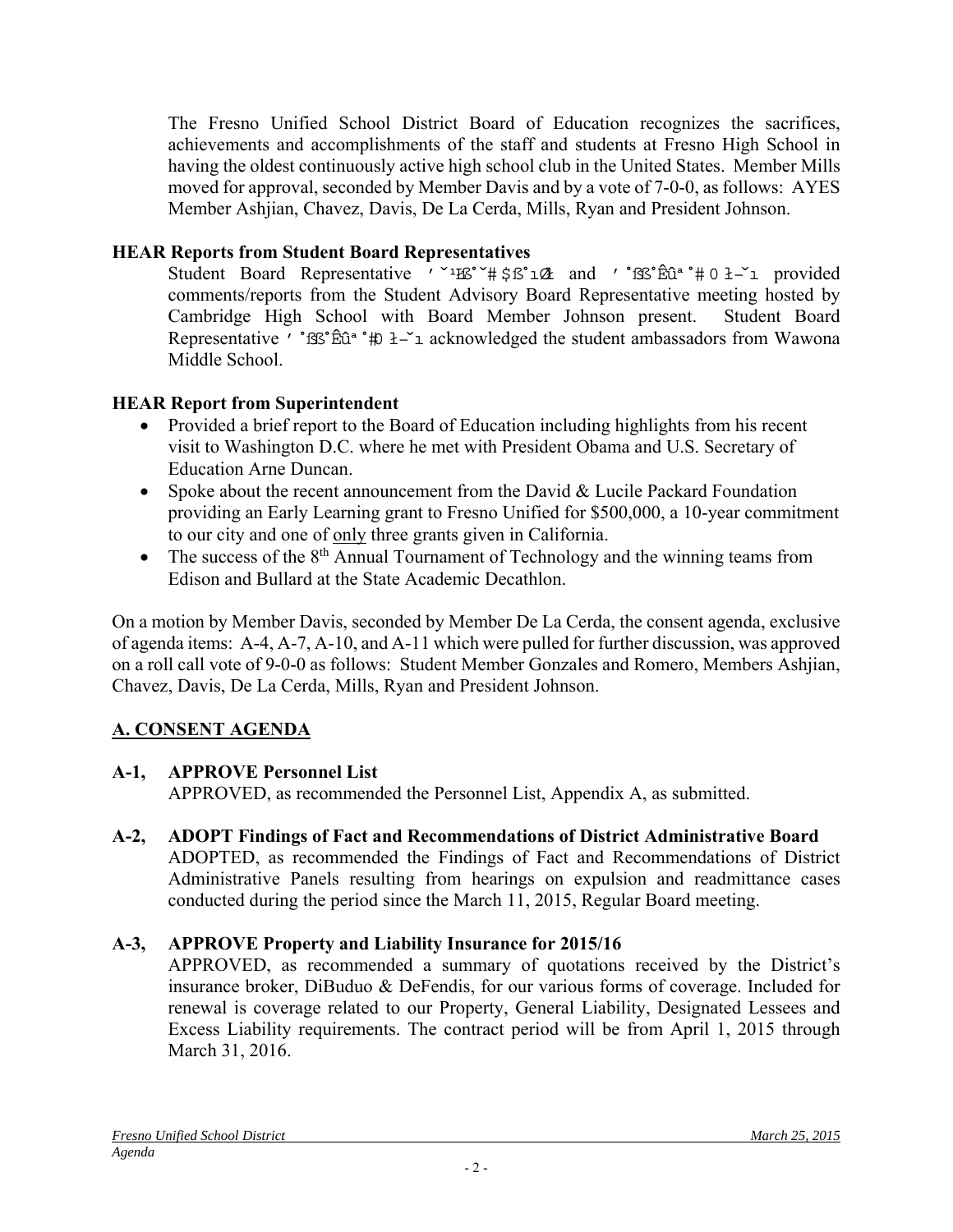The Fresno Unified School District Board of Education recognizes the sacrifices, achievements and accomplishments of the staff and students at Fresno High School in having the oldest continuously active high school club in the United States. Member Mills moved for approval, seconded by Member Davis and by a vote of 7-0-0, as follows: AYES Member Ashjian, Chavez, Davis, De La Cerda, Mills, Ryan and President Johnson.

**HEAR Reports from Student Board Representatives**

Student Board Representative ' ˘¹ß˚˘# $ß˚ıØ and ' ˚ßß˚Êû ª ˚# 0 Ɨ–˘ı provided comments/reports from the Student Advisory Board Representative meeting hosted by Cambridge High School with Board Member Johnson present. Student Board Representative ' ˚ßß˚Êû ª ˚#0 Ɨ–˘ı acknowledged the student ambassadors from Wawona Middle School.

**HEAR Report from Superintendent**

- Provided a brief report to the Board of Education including highlights from his recent visit to Washington D.C. where he met with President Obama and U.S. Secretary of Education Arne Duncan.
- Spoke about the recent announcement from the David & Lucile Packard Foundation providing an Early Learning grant to Fresno Unified for $500,000, a 10-year commitment to our city and one of only three grants given in California.
- The success of the 8th Annual Tournament of Technology and the winning teams from Edison and Bullard at the State Academic Decathlon.

On a motion by Member Davis, seconded by Member De La Cerda, the consent agenda, exclusive of agenda items: A-4, A-7, A-10, and A-11 which were pulled for further discussion, was approved on a roll call vote of 9-0-0 as follows: Student Member Gonzales and Romero, Members Ashjian, Chavez, Davis, De La Cerda, Mills, Ryan and President Johnson.

## A. CONSENT AGENDA

**A-1, APPROVE Personnel List**

APPROVED, as recommended the Personnel List, Appendix A, as submitted.

**A-2, ADOPT Findings of Fact and Recommendations of District Administrative Board**

ADOPTED, as recommended the Findings of Fact and Recommendations of District Administrative Panels resulting from hearings on expulsion and readmittance cases conducted during the period since the March 11, 2015, Regular Board meeting.

**A-3, APPROVE Property and Liability Insurance for 2015/16**

APPROVED, as recommended a summary of quotations received by the District's insurance broker, DiBuduo & DeFendis, for our various forms of coverage. Included for renewal is coverage related to our Property, General Liability, Designated Lessees and Excess Liability requirements. The contract period will be from April 1, 2015 through March 31, 2016.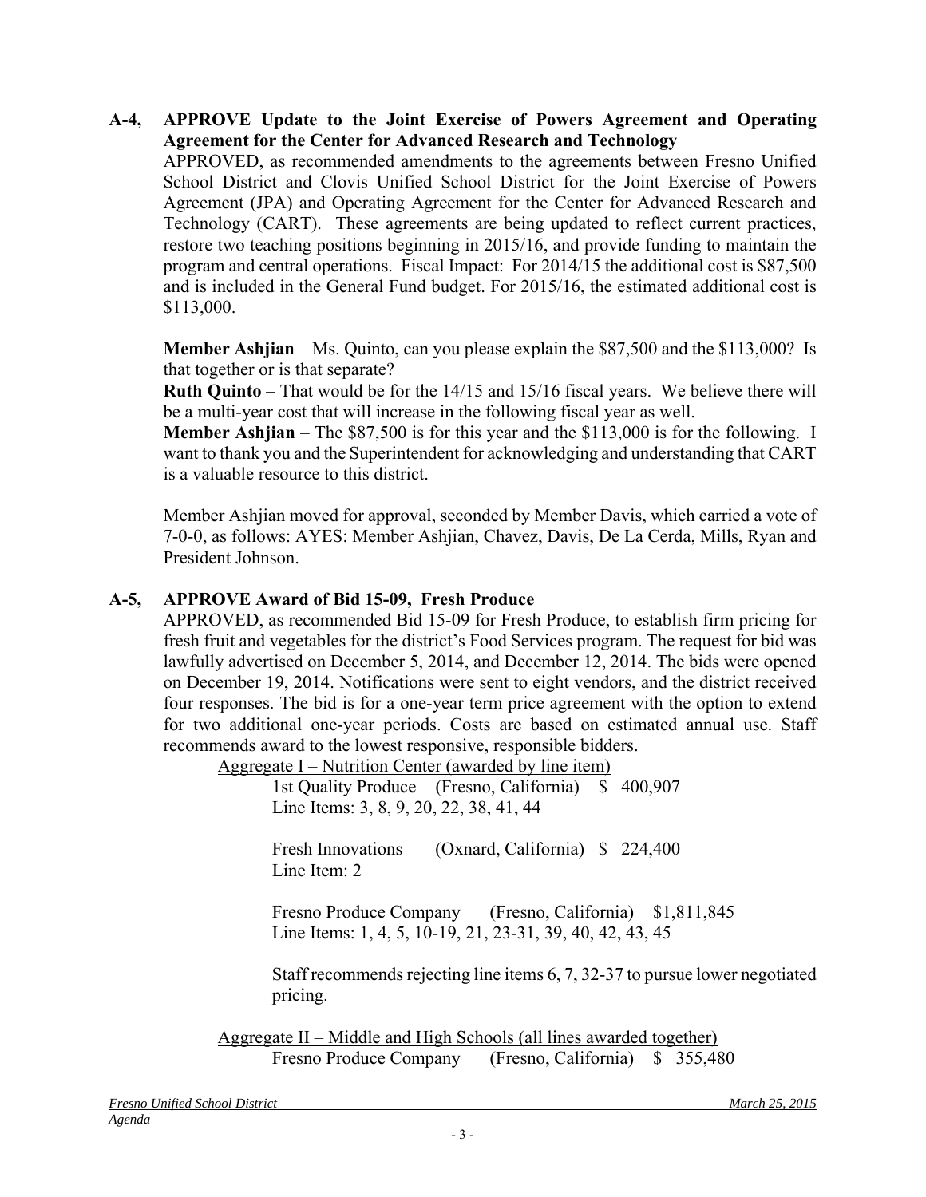**A-4, APPROVE Update to the Joint Exercise of Powers Agreement and Operating Agreement for the Center for Advanced Research and Technology**

APPROVED, as recommended amendments to the agreements between Fresno Unified School District and Clovis Unified School District for the Joint Exercise of Powers Agreement (JPA) and Operating Agreement for the Center for Advanced Research and Technology (CART). These agreements are being updated to reflect current practices, restore two teaching positions beginning in 2015/16, and provide funding to maintain the program and central operations. Fiscal Impact: For 2014/15 the additional cost is $87,500 and is included in the General Fund budget. For 2015/16, the estimated additional cost is $113,000.

**Member Ashjian** – Ms. Quinto, can you please explain the $87,500 and the $113,000? Is that together or is that separate?

**Ruth Quinto** – That would be for the 14/15 and 15/16 fiscal years. We believe there will be a multi-year cost that will increase in the following fiscal year as well.

**Member Ashjian** – The $87,500 is for this year and the $113,000 is for the following. I want to thank you and the Superintendent for acknowledging and understanding that CART is a valuable resource to this district.

Member Ashjian moved for approval, seconded by Member Davis, which carried a vote of 7-0-0, as follows: AYES: Member Ashjian, Chavez, Davis, De La Cerda, Mills, Ryan and President Johnson.

**A-5, APPROVE Award of Bid 15-09, Fresh Produce**

APPROVED, as recommended Bid 15-09 for Fresh Produce, to establish firm pricing for fresh fruit and vegetables for the district's Food Services program. The request for bid was lawfully advertised on December 5, 2014, and December 12, 2014. The bids were opened on December 19, 2014. Notifications were sent to eight vendors, and the district received four responses. The bid is for a one-year term price agreement with the option to extend for two additional one-year periods. Costs are based on estimated annual use. Staff recommends award to the lowest responsive, responsible bidders.

Aggregate I – Nutrition Center (awarded by line item)

1st Quality Produce (Fresno, California) $ 400,907
Line Items: 3, 8, 9, 20, 22, 38, 41, 44

Fresh Innovations (Oxnard, California) $ 224,400
Line Item: 2

Fresno Produce Company (Fresno, California) $1,811,845
Line Items: 1, 4, 5, 10-19, 21, 23-31, 39, 40, 42, 43, 45

Staff recommends rejecting line items 6, 7, 32-37 to pursue lower negotiated pricing.

Aggregate II – Middle and High Schools (all lines awarded together)

Fresno Produce Company (Fresno, California) $ 355,480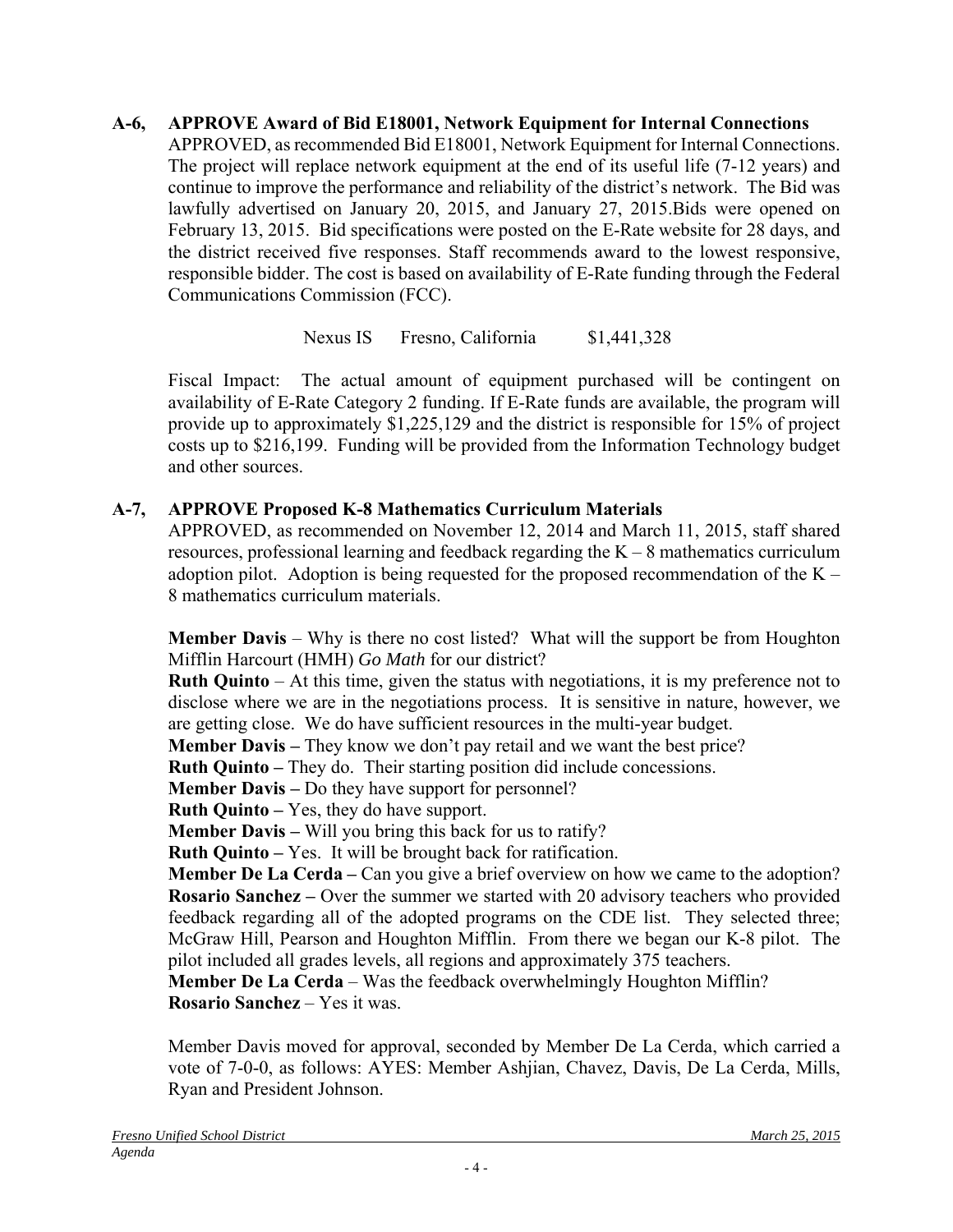**A-6, APPROVE Award of Bid E18001, Network Equipment for Internal Connections**

APPROVED, as recommended Bid E18001, Network Equipment for Internal Connections. The project will replace network equipment at the end of its useful life (7-12 years) and continue to improve the performance and reliability of the district's network. The Bid was lawfully advertised on January 20, 2015, and January 27, 2015.Bids were opened on February 13, 2015. Bid specifications were posted on the E-Rate website for 28 days, and the district received five responses. Staff recommends award to the lowest responsive, responsible bidder. The cost is based on availability of E-Rate funding through the Federal Communications Commission (FCC).

Nexus IS Fresno, California $1,441,328

Fiscal Impact: The actual amount of equipment purchased will be contingent on availability of E-Rate Category 2 funding. If E-Rate funds are available, the program will provide up to approximately $1,225,129 and the district is responsible for 15% of project costs up to $216,199. Funding will be provided from the Information Technology budget and other sources.

**A-7, APPROVE Proposed K-8 Mathematics Curriculum Materials**

APPROVED, as recommended on November 12, 2014 and March 11, 2015, staff shared resources, professional learning and feedback regarding the K – 8 mathematics curriculum adoption pilot. Adoption is being requested for the proposed recommendation of the K – 8 mathematics curriculum materials.

**Member Davis** – Why is there no cost listed? What will the support be from Houghton Mifflin Harcourt (HMH) *Go Math* for our district?
**Ruth Quinto** – At this time, given the status with negotiations, it is my preference not to disclose where we are in the negotiations process. It is sensitive in nature, however, we are getting close. We do have sufficient resources in the multi-year budget.
**Member Davis –** They know we don't pay retail and we want the best price?
**Ruth Quinto –** They do. Their starting position did include concessions.
**Member Davis –** Do they have support for personnel?
**Ruth Quinto –** Yes, they do have support.
**Member Davis –** Will you bring this back for us to ratify?
**Ruth Quinto –** Yes. It will be brought back for ratification.
**Member De La Cerda –** Can you give a brief overview on how we came to the adoption?
**Rosario Sanchez –** Over the summer we started with 20 advisory teachers who provided feedback regarding all of the adopted programs on the CDE list. They selected three; McGraw Hill, Pearson and Houghton Mifflin. From there we began our K-8 pilot. The pilot included all grades levels, all regions and approximately 375 teachers.
**Member De La Cerda** – Was the feedback overwhelmingly Houghton Mifflin?
**Rosario Sanchez** – Yes it was.

Member Davis moved for approval, seconded by Member De La Cerda, which carried a vote of 7-0-0, as follows: AYES: Member Ashjian, Chavez, Davis, De La Cerda, Mills, Ryan and President Johnson.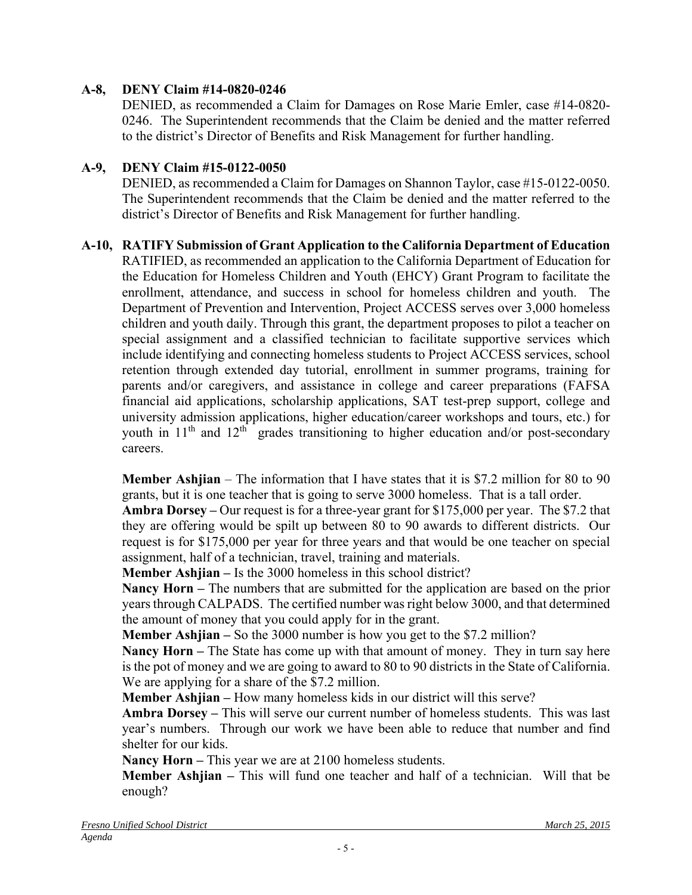**A-8, DENY Claim #14-0820-0246**

DENIED, as recommended a Claim for Damages on Rose Marie Emler, case #14-0820-0246. The Superintendent recommends that the Claim be denied and the matter referred to the district's Director of Benefits and Risk Management for further handling.

**A-9, DENY Claim #15-0122-0050**

DENIED, as recommended a Claim for Damages on Shannon Taylor, case #15-0122-0050. The Superintendent recommends that the Claim be denied and the matter referred to the district's Director of Benefits and Risk Management for further handling.

**A-10, RATIFY Submission of Grant Application to the California Department of Education**

RATIFIED, as recommended an application to the California Department of Education for the Education for Homeless Children and Youth (EHCY) Grant Program to facilitate the enrollment, attendance, and success in school for homeless children and youth. The Department of Prevention and Intervention, Project ACCESS serves over 3,000 homeless children and youth daily. Through this grant, the department proposes to pilot a teacher on special assignment and a classified technician to facilitate supportive services which include identifying and connecting homeless students to Project ACCESS services, school retention through extended day tutorial, enrollment in summer programs, training for parents and/or caregivers, and assistance in college and career preparations (FAFSA financial aid applications, scholarship applications, SAT test-prep support, college and university admission applications, higher education/career workshops and tours, etc.) for youth in 11th and 12th grades transitioning to higher education and/or post-secondary careers.

**Member Ashjian** – The information that I have states that it is $7.2 million for 80 to 90 grants, but it is one teacher that is going to serve 3000 homeless. That is a tall order.
**Ambra Dorsey –** Our request is for a three-year grant for $175,000 per year. The $7.2 that they are offering would be spilt up between 80 to 90 awards to different districts. Our request is for $175,000 per year for three years and that would be one teacher on special assignment, half of a technician, travel, training and materials.
**Member Ashjian –** Is the 3000 homeless in this school district?
**Nancy Horn –** The numbers that are submitted for the application are based on the prior years through CALPADS. The certified number was right below 3000, and that determined the amount of money that you could apply for in the grant.
**Member Ashjian –** So the 3000 number is how you get to the $7.2 million?
**Nancy Horn –** The State has come up with that amount of money. They in turn say here is the pot of money and we are going to award to 80 to 90 districts in the State of California. We are applying for a share of the $7.2 million.
**Member Ashjian –** How many homeless kids in our district will this serve?
**Ambra Dorsey –** This will serve our current number of homeless students. This was last year's numbers. Through our work we have been able to reduce that number and find shelter for our kids.
**Nancy Horn –** This year we are at 2100 homeless students.
**Member Ashjian –** This will fund one teacher and half of a technician. Will that be enough?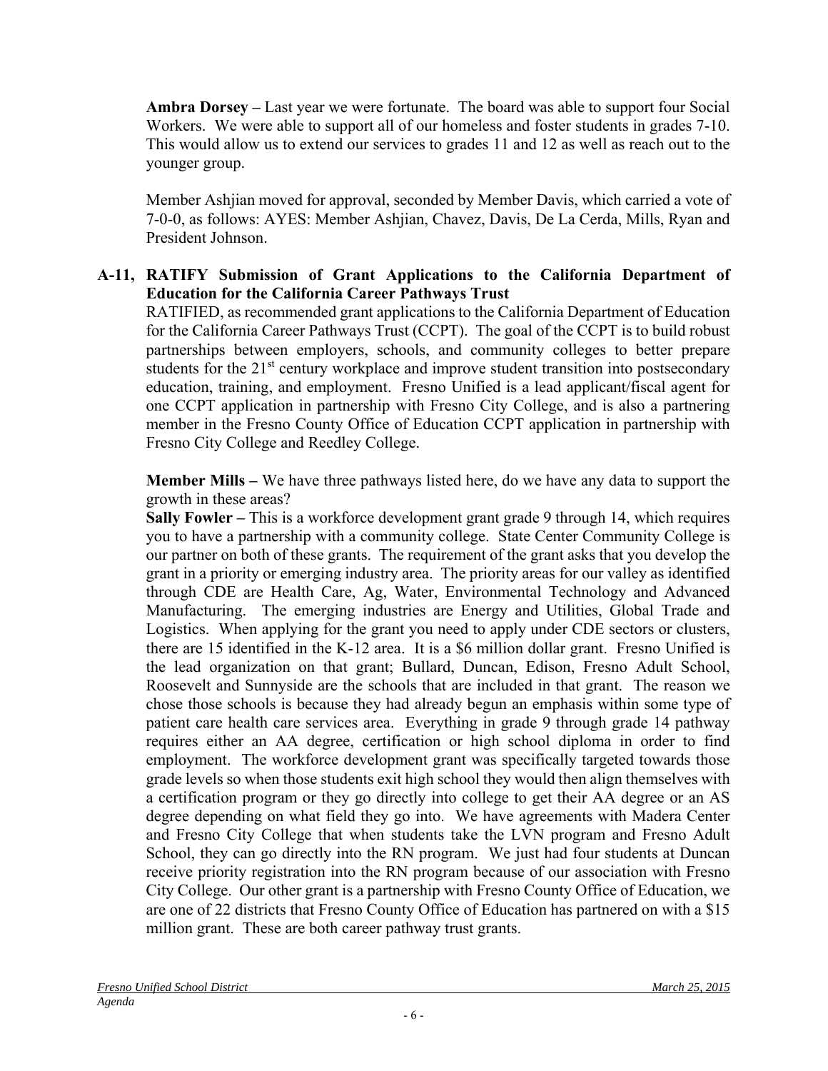**Ambra Dorsey –** Last year we were fortunate. The board was able to support four Social Workers. We were able to support all of our homeless and foster students in grades 7-10. This would allow us to extend our services to grades 11 and 12 as well as reach out to the younger group.

Member Ashjian moved for approval, seconded by Member Davis, which carried a vote of 7-0-0, as follows: AYES: Member Ashjian, Chavez, Davis, De La Cerda, Mills, Ryan and President Johnson.

**A-11, RATIFY Submission of Grant Applications to the California Department of Education for the California Career Pathways Trust**

RATIFIED, as recommended grant applications to the California Department of Education for the California Career Pathways Trust (CCPT). The goal of the CCPT is to build robust partnerships between employers, schools, and community colleges to better prepare students for the 21st century workplace and improve student transition into postsecondary education, training, and employment. Fresno Unified is a lead applicant/fiscal agent for one CCPT application in partnership with Fresno City College, and is also a partnering member in the Fresno County Office of Education CCPT application in partnership with Fresno City College and Reedley College.

**Member Mills –** We have three pathways listed here, do we have any data to support the growth in these areas?

**Sally Fowler –** This is a workforce development grant grade 9 through 14, which requires you to have a partnership with a community college. State Center Community College is our partner on both of these grants. The requirement of the grant asks that you develop the grant in a priority or emerging industry area. The priority areas for our valley as identified through CDE are Health Care, Ag, Water, Environmental Technology and Advanced Manufacturing. The emerging industries are Energy and Utilities, Global Trade and Logistics. When applying for the grant you need to apply under CDE sectors or clusters, there are 15 identified in the K-12 area. It is a $6 million dollar grant. Fresno Unified is the lead organization on that grant; Bullard, Duncan, Edison, Fresno Adult School, Roosevelt and Sunnyside are the schools that are included in that grant. The reason we chose those schools is because they had already begun an emphasis within some type of patient care health care services area. Everything in grade 9 through grade 14 pathway requires either an AA degree, certification or high school diploma in order to find employment. The workforce development grant was specifically targeted towards those grade levels so when those students exit high school they would then align themselves with a certification program or they go directly into college to get their AA degree or an AS degree depending on what field they go into. We have agreements with Madera Center and Fresno City College that when students take the LVN program and Fresno Adult School, they can go directly into the RN program. We just had four students at Duncan receive priority registration into the RN program because of our association with Fresno City College. Our other grant is a partnership with Fresno County Office of Education, we are one of 22 districts that Fresno County Office of Education has partnered on with a $15 million grant. These are both career pathway trust grants.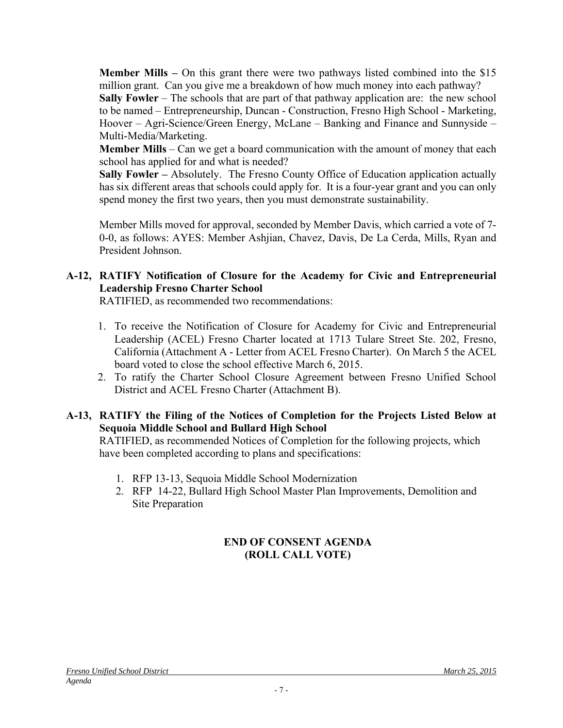**Member Mills –** On this grant there were two pathways listed combined into the $15 million grant. Can you give me a breakdown of how much money into each pathway?

**Sally Fowler** – The schools that are part of that pathway application are: the new school to be named – Entrepreneurship, Duncan - Construction, Fresno High School - Marketing, Hoover – Agri-Science/Green Energy, McLane – Banking and Finance and Sunnyside – Multi-Media/Marketing.

**Member Mills** – Can we get a board communication with the amount of money that each school has applied for and what is needed?

**Sally Fowler –** Absolutely. The Fresno County Office of Education application actually has six different areas that schools could apply for. It is a four-year grant and you can only spend money the first two years, then you must demonstrate sustainability.

Member Mills moved for approval, seconded by Member Davis, which carried a vote of 7-0-0, as follows: AYES: Member Ashjian, Chavez, Davis, De La Cerda, Mills, Ryan and President Johnson.

**A-12, RATIFY Notification of Closure for the Academy for Civic and Entrepreneurial Leadership Fresno Charter School**

RATIFIED, as recommended two recommendations:

1. To receive the Notification of Closure for Academy for Civic and Entrepreneurial Leadership (ACEL) Fresno Charter located at 1713 Tulare Street Ste. 202, Fresno, California (Attachment A - Letter from ACEL Fresno Charter). On March 5 the ACEL board voted to close the school effective March 6, 2015.
2. To ratify the Charter School Closure Agreement between Fresno Unified School District and ACEL Fresno Charter (Attachment B).

**A-13, RATIFY the Filing of the Notices of Completion for the Projects Listed Below at Sequoia Middle School and Bullard High School**

RATIFIED, as recommended Notices of Completion for the following projects, which have been completed according to plans and specifications:

1. RFP 13-13, Sequoia Middle School Modernization
2. RFP 14-22, Bullard High School Master Plan Improvements, Demolition and Site Preparation

**END OF CONSENT AGENDA**
**(ROLL CALL VOTE)**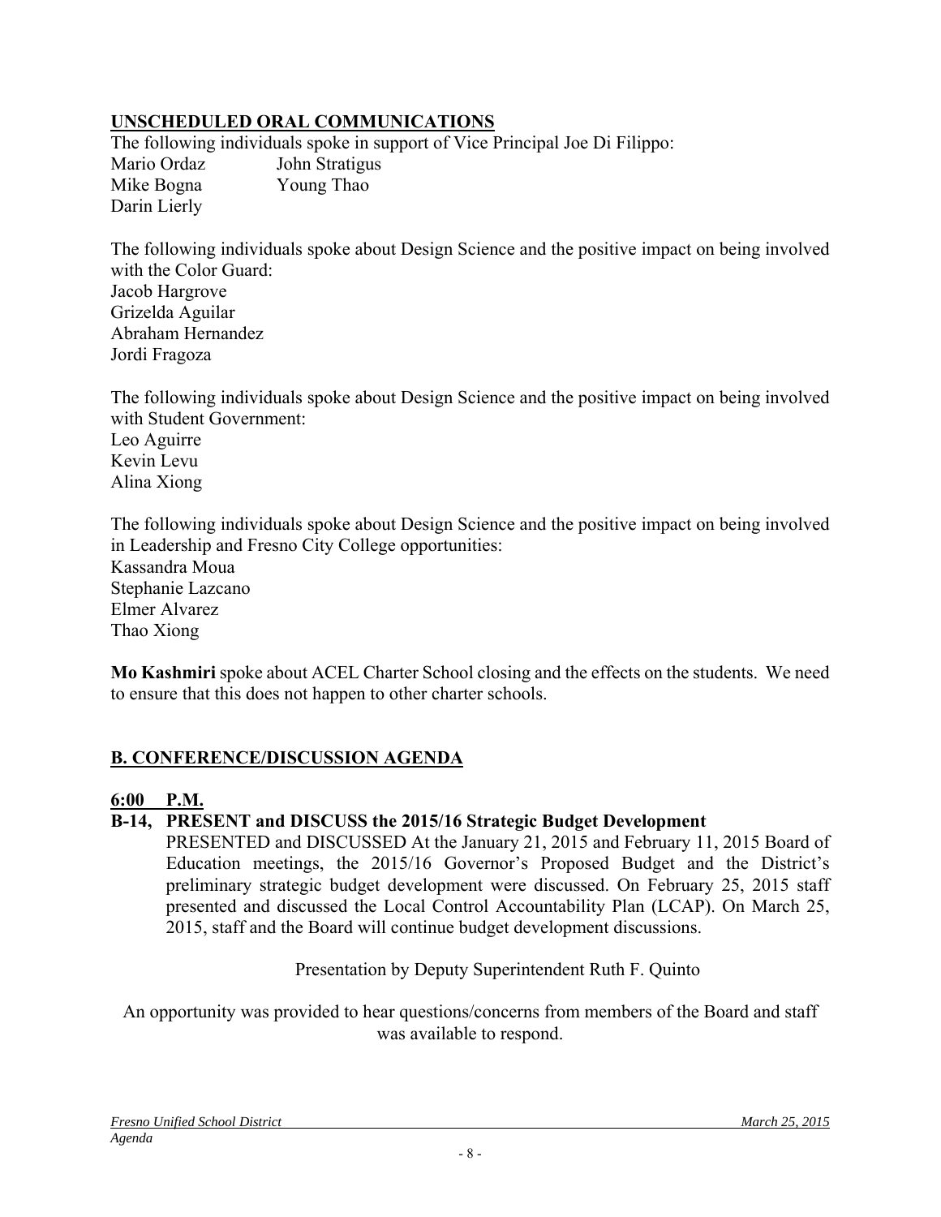## UNSCHEDULED ORAL COMMUNICATIONS

The following individuals spoke in support of Vice Principal Joe Di Filippo:

| | |
|---|---|
| Mario Ordaz | John Stratigus |
| Mike Bogna | Young Thao |
| Darin Lierly | |

The following individuals spoke about Design Science and the positive impact on being involved with the Color Guard:
Jacob Hargrove
Grizelda Aguilar
Abraham Hernandez
Jordi Fragoza

The following individuals spoke about Design Science and the positive impact on being involved with Student Government:
Leo Aguirre
Kevin Levu
Alina Xiong

The following individuals spoke about Design Science and the positive impact on being involved in Leadership and Fresno City College opportunities:
Kassandra Moua
Stephanie Lazcano
Elmer Alvarez
Thao Xiong

**Mo Kashmiri** spoke about ACEL Charter School closing and the effects on the students. We need to ensure that this does not happen to other charter schools.

## B. CONFERENCE/DISCUSSION AGENDA

**6:00 P.M.**

**B-14, PRESENT and DISCUSS the 2015/16 Strategic Budget Development**

PRESENTED and DISCUSSED At the January 21, 2015 and February 11, 2015 Board of Education meetings, the 2015/16 Governor's Proposed Budget and the District's preliminary strategic budget development were discussed. On February 25, 2015 staff presented and discussed the Local Control Accountability Plan (LCAP). On March 25, 2015, staff and the Board will continue budget development discussions.

Presentation by Deputy Superintendent Ruth F. Quinto

An opportunity was provided to hear questions/concerns from members of the Board and staff was available to respond.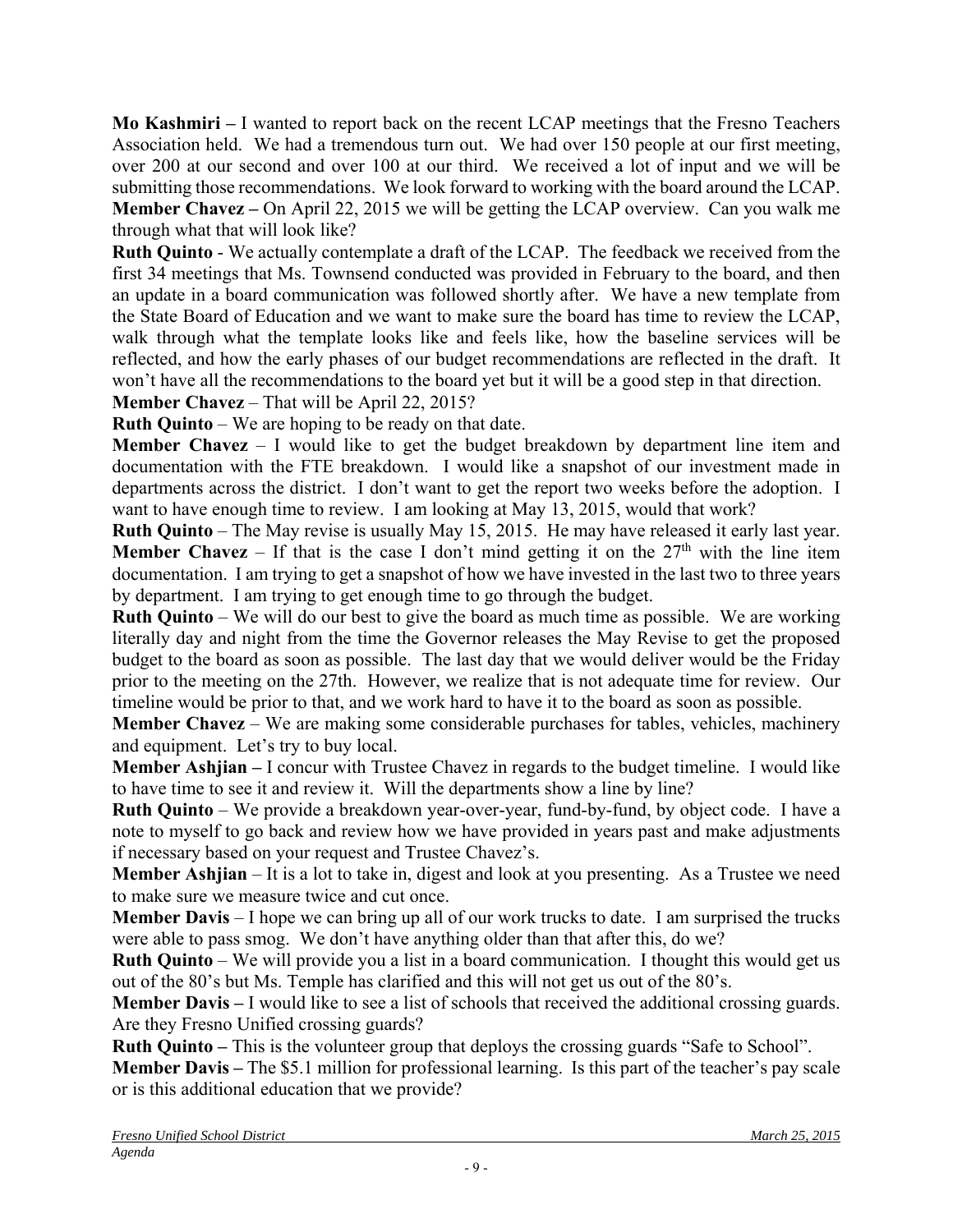**Mo Kashmiri –** I wanted to report back on the recent LCAP meetings that the Fresno Teachers Association held. We had a tremendous turn out. We had over 150 people at our first meeting, over 200 at our second and over 100 at our third. We received a lot of input and we will be submitting those recommendations. We look forward to working with the board around the LCAP.

**Member Chavez –** On April 22, 2015 we will be getting the LCAP overview. Can you walk me through what that will look like?

**Ruth Quinto** - We actually contemplate a draft of the LCAP. The feedback we received from the first 34 meetings that Ms. Townsend conducted was provided in February to the board, and then an update in a board communication was followed shortly after. We have a new template from the State Board of Education and we want to make sure the board has time to review the LCAP, walk through what the template looks like and feels like, how the baseline services will be reflected, and how the early phases of our budget recommendations are reflected in the draft. It won't have all the recommendations to the board yet but it will be a good step in that direction.

**Member Chavez** – That will be April 22, 2015?

**Ruth Quinto** – We are hoping to be ready on that date.

**Member Chavez** – I would like to get the budget breakdown by department line item and documentation with the FTE breakdown. I would like a snapshot of our investment made in departments across the district. I don't want to get the report two weeks before the adoption. I want to have enough time to review. I am looking at May 13, 2015, would that work?

**Ruth Quinto** – The May revise is usually May 15, 2015. He may have released it early last year.

**Member Chavez** – If that is the case I don't mind getting it on the 27th with the line item documentation. I am trying to get a snapshot of how we have invested in the last two to three years by department. I am trying to get enough time to go through the budget.

**Ruth Quinto** – We will do our best to give the board as much time as possible. We are working literally day and night from the time the Governor releases the May Revise to get the proposed budget to the board as soon as possible. The last day that we would deliver would be the Friday prior to the meeting on the 27th. However, we realize that is not adequate time for review. Our timeline would be prior to that, and we work hard to have it to the board as soon as possible.

**Member Chavez** – We are making some considerable purchases for tables, vehicles, machinery and equipment. Let's try to buy local.

**Member Ashjian –** I concur with Trustee Chavez in regards to the budget timeline. I would like to have time to see it and review it. Will the departments show a line by line?

**Ruth Quinto** – We provide a breakdown year-over-year, fund-by-fund, by object code. I have a note to myself to go back and review how we have provided in years past and make adjustments if necessary based on your request and Trustee Chavez's.

**Member Ashjian** – It is a lot to take in, digest and look at you presenting. As a Trustee we need to make sure we measure twice and cut once.

**Member Davis** – I hope we can bring up all of our work trucks to date. I am surprised the trucks were able to pass smog. We don't have anything older than that after this, do we?

**Ruth Quinto** – We will provide you a list in a board communication. I thought this would get us out of the 80's but Ms. Temple has clarified and this will not get us out of the 80's.

**Member Davis –** I would like to see a list of schools that received the additional crossing guards. Are they Fresno Unified crossing guards?

**Ruth Quinto –** This is the volunteer group that deploys the crossing guards "Safe to School".

**Member Davis –** The $5.1 million for professional learning. Is this part of the teacher's pay scale or is this additional education that we provide?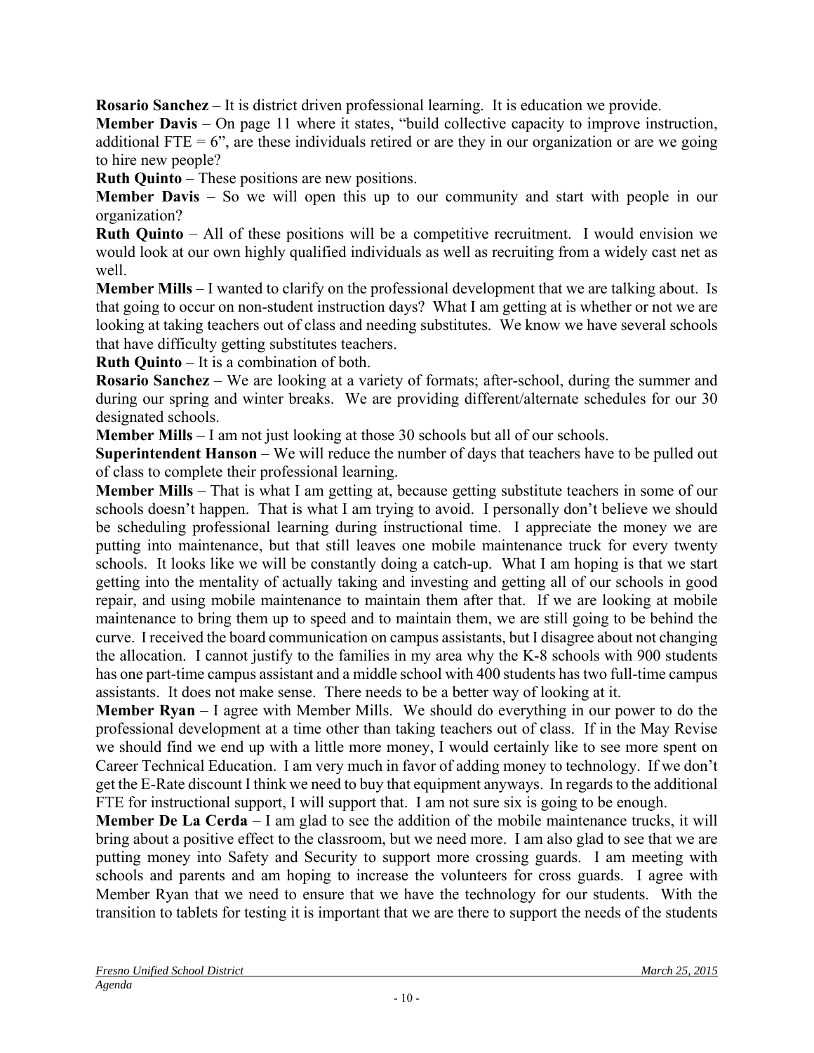**Rosario Sanchez** – It is district driven professional learning. It is education we provide.

**Member Davis** – On page 11 where it states, "build collective capacity to improve instruction, additional FTE = 6", are these individuals retired or are they in our organization or are we going to hire new people?

**Ruth Quinto** – These positions are new positions.

**Member Davis** – So we will open this up to our community and start with people in our organization?

**Ruth Quinto** – All of these positions will be a competitive recruitment. I would envision we would look at our own highly qualified individuals as well as recruiting from a widely cast net as well.

**Member Mills** – I wanted to clarify on the professional development that we are talking about. Is that going to occur on non-student instruction days? What I am getting at is whether or not we are looking at taking teachers out of class and needing substitutes. We know we have several schools that have difficulty getting substitutes teachers.

**Ruth Quinto** – It is a combination of both.

**Rosario Sanchez** – We are looking at a variety of formats; after-school, during the summer and during our spring and winter breaks. We are providing different/alternate schedules for our 30 designated schools.

**Member Mills** – I am not just looking at those 30 schools but all of our schools.

**Superintendent Hanson** – We will reduce the number of days that teachers have to be pulled out of class to complete their professional learning.

**Member Mills** – That is what I am getting at, because getting substitute teachers in some of our schools doesn't happen. That is what I am trying to avoid. I personally don't believe we should be scheduling professional learning during instructional time. I appreciate the money we are putting into maintenance, but that still leaves one mobile maintenance truck for every twenty schools. It looks like we will be constantly doing a catch-up. What I am hoping is that we start getting into the mentality of actually taking and investing and getting all of our schools in good repair, and using mobile maintenance to maintain them after that. If we are looking at mobile maintenance to bring them up to speed and to maintain them, we are still going to be behind the curve. I received the board communication on campus assistants, but I disagree about not changing the allocation. I cannot justify to the families in my area why the K-8 schools with 900 students has one part-time campus assistant and a middle school with 400 students has two full-time campus assistants. It does not make sense. There needs to be a better way of looking at it.

**Member Ryan** – I agree with Member Mills. We should do everything in our power to do the professional development at a time other than taking teachers out of class. If in the May Revise we should find we end up with a little more money, I would certainly like to see more spent on Career Technical Education. I am very much in favor of adding money to technology. If we don't get the E-Rate discount I think we need to buy that equipment anyways. In regards to the additional FTE for instructional support, I will support that. I am not sure six is going to be enough.

**Member De La Cerda** – I am glad to see the addition of the mobile maintenance trucks, it will bring about a positive effect to the classroom, but we need more. I am also glad to see that we are putting money into Safety and Security to support more crossing guards. I am meeting with schools and parents and am hoping to increase the volunteers for cross guards. I agree with Member Ryan that we need to ensure that we have the technology for our students. With the transition to tablets for testing it is important that we are there to support the needs of the students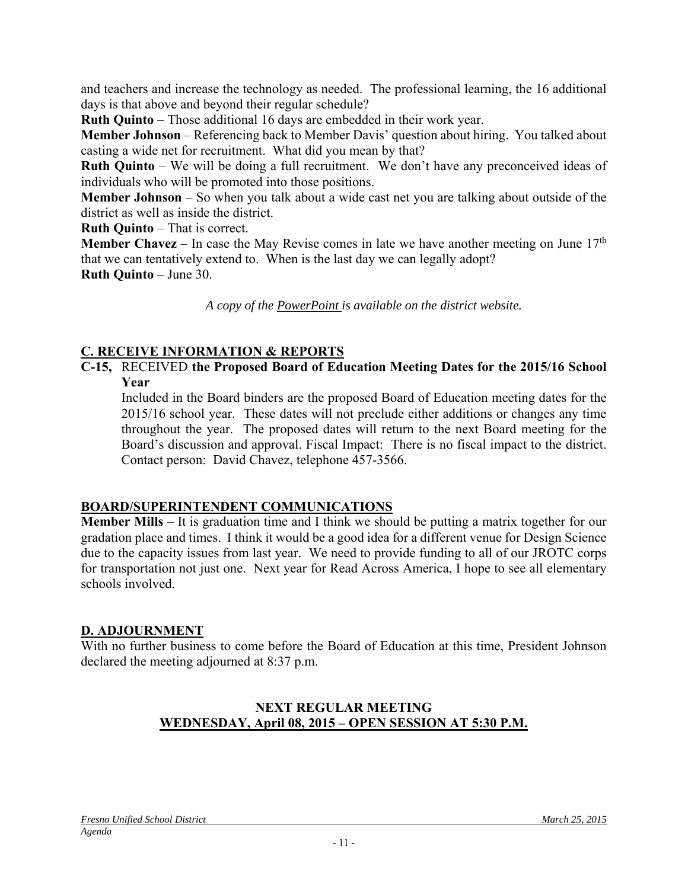and teachers and increase the technology as needed. The professional learning, the 16 additional days is that above and beyond their regular schedule?

**Ruth Quinto** – Those additional 16 days are embedded in their work year.

**Member Johnson** – Referencing back to Member Davis' question about hiring. You talked about casting a wide net for recruitment. What did you mean by that?

**Ruth Quinto** – We will be doing a full recruitment. We don't have any preconceived ideas of individuals who will be promoted into those positions.

**Member Johnson** – So when you talk about a wide cast net you are talking about outside of the district as well as inside the district.

**Ruth Quinto** – That is correct.

**Member Chavez** – In case the May Revise comes in late we have another meeting on June 17th that we can tentatively extend to. When is the last day we can legally adopt?

**Ruth Quinto** – June 30.

*A copy of the PowerPoint is available on the district website.*

## C. RECEIVE INFORMATION & REPORTS

**C-15,** RECEIVED **the Proposed Board of Education Meeting Dates for the 2015/16 School Year**

Included in the Board binders are the proposed Board of Education meeting dates for the 2015/16 school year. These dates will not preclude either additions or changes any time throughout the year. The proposed dates will return to the next Board meeting for the Board's discussion and approval. Fiscal Impact: There is no fiscal impact to the district. Contact person: David Chavez, telephone 457-3566.

## BOARD/SUPERINTENDENT COMMUNICATIONS

**Member Mills** – It is graduation time and I think we should be putting a matrix together for our gradation place and times. I think it would be a good idea for a different venue for Design Science due to the capacity issues from last year. We need to provide funding to all of our JROTC corps for transportation not just one. Next year for Read Across America, I hope to see all elementary schools involved.

## D. ADJOURNMENT

With no further business to come before the Board of Education at this time, President Johnson declared the meeting adjourned at 8:37 p.m.

**NEXT REGULAR MEETING**
**WEDNESDAY, April 08, 2015 – OPEN SESSION AT 5:30 P.M.**